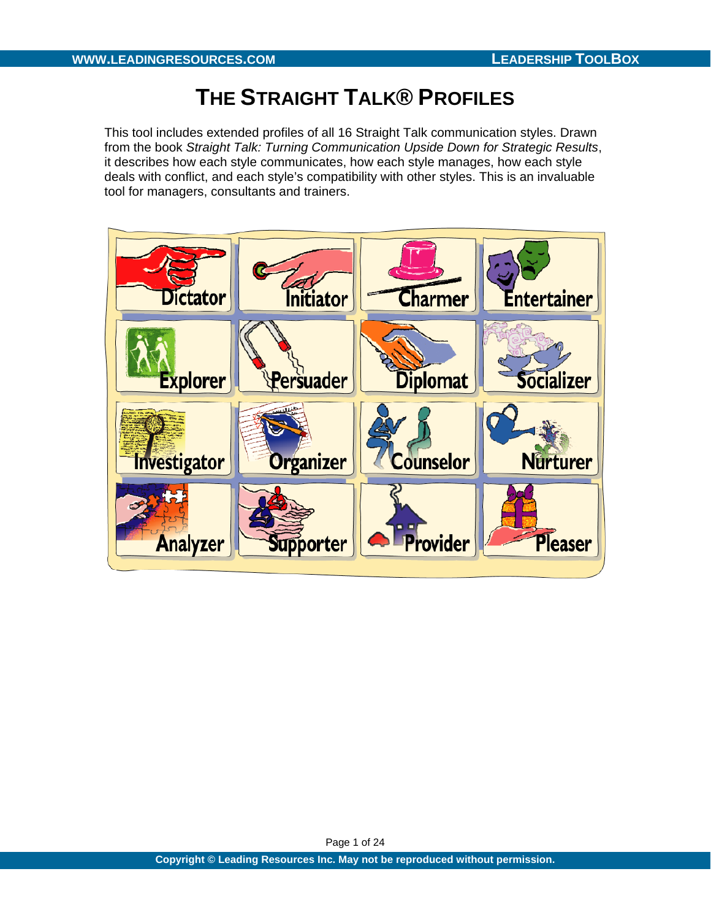# THE STRAIGHT TALK® PROFILES

This tool includes extended profiles of all 16 Straight Talk communication styles. Drawn from the book *Straight Talk: Turning Communication Upside Down for Strategic Results*, it describes how each style communicates, how each style manages, how each style deals with conflict, and each style's compatibility with other styles. This is an invaluable tool for managers, consultants and trainers.

| | | | |
|---|---|---|---|
| Dictator | Initiator | Charmer | Entertainer |
| Explorer | Persuader | Diplomat | Socializer |
| Investigator | Organizer | Counselor | Nurturer |
| Analyzer | Supporter | Provider | Pleaser |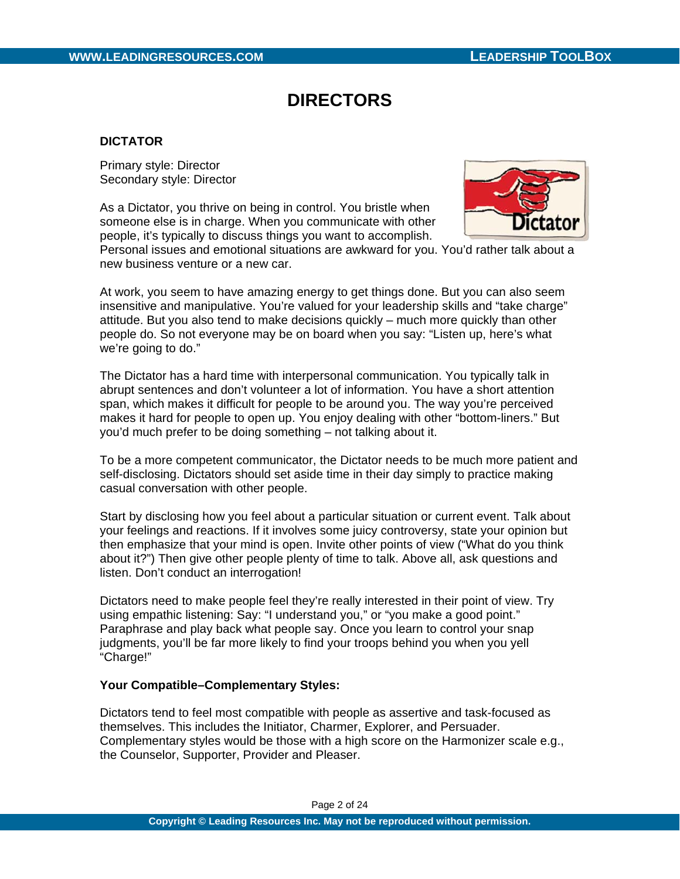# DIRECTORS

## DICTATOR

Primary style: Director
Secondary style: Director

As a Dictator, you thrive on being in control. You bristle when someone else is in charge. When you communicate with other people, it's typically to discuss things you want to accomplish. Personal issues and emotional situations are awkward for you. You'd rather talk about a new business venture or a new car.

At work, you seem to have amazing energy to get things done. But you can also seem insensitive and manipulative. You're valued for your leadership skills and "take charge" attitude. But you also tend to make decisions quickly – much more quickly than other people do. So not everyone may be on board when you say: "Listen up, here's what we're going to do."

The Dictator has a hard time with interpersonal communication. You typically talk in abrupt sentences and don't volunteer a lot of information. You have a short attention span, which makes it difficult for people to be around you. The way you're perceived makes it hard for people to open up. You enjoy dealing with other "bottom-liners." But you'd much prefer to be doing something – not talking about it.

To be a more competent communicator, the Dictator needs to be much more patient and self-disclosing. Dictators should set aside time in their day simply to practice making casual conversation with other people.

Start by disclosing how you feel about a particular situation or current event. Talk about your feelings and reactions. If it involves some juicy controversy, state your opinion but then emphasize that your mind is open. Invite other points of view ("What do you think about it?") Then give other people plenty of time to talk. Above all, ask questions and listen. Don't conduct an interrogation!

Dictators need to make people feel they're really interested in their point of view. Try using empathic listening: Say: "I understand you," or "you make a good point." Paraphrase and play back what people say. Once you learn to control your snap judgments, you'll be far more likely to find your troops behind you when you yell "Charge!"

**Your Compatible–Complementary Styles:**

Dictators tend to feel most compatible with people as assertive and task-focused as themselves. This includes the Initiator, Charmer, Explorer, and Persuader. Complementary styles would be those with a high score on the Harmonizer scale e.g., the Counselor, Supporter, Provider and Pleaser.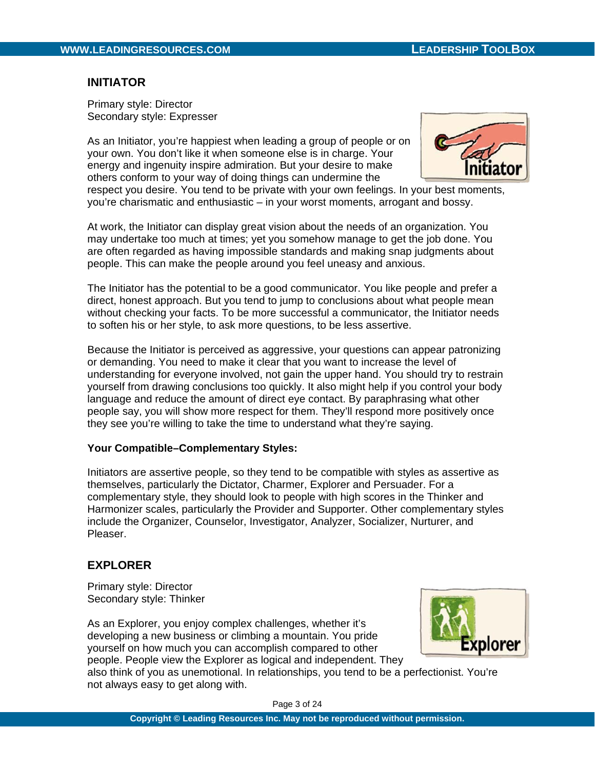## INITIATOR

Primary style: Director
Secondary style: Expresser

As an Initiator, you're happiest when leading a group of people or on your own. You don't like it when someone else is in charge. Your energy and ingenuity inspire admiration. But your desire to make others conform to your way of doing things can undermine the respect you desire. You tend to be private with your own feelings. In your best moments, you're charismatic and enthusiastic – in your worst moments, arrogant and bossy.

At work, the Initiator can display great vision about the needs of an organization. You may undertake too much at times; yet you somehow manage to get the job done. You are often regarded as having impossible standards and making snap judgments about people. This can make the people around you feel uneasy and anxious.

The Initiator has the potential to be a good communicator. You like people and prefer a direct, honest approach. But you tend to jump to conclusions about what people mean without checking your facts. To be more successful a communicator, the Initiator needs to soften his or her style, to ask more questions, to be less assertive.

Because the Initiator is perceived as aggressive, your questions can appear patronizing or demanding. You need to make it clear that you want to increase the level of understanding for everyone involved, not gain the upper hand. You should try to restrain yourself from drawing conclusions too quickly. It also might help if you control your body language and reduce the amount of direct eye contact. By paraphrasing what other people say, you will show more respect for them. They'll respond more positively once they see you're willing to take the time to understand what they're saying.

**Your Compatible–Complementary Styles:**

Initiators are assertive people, so they tend to be compatible with styles as assertive as themselves, particularly the Dictator, Charmer, Explorer and Persuader. For a complementary style, they should look to people with high scores in the Thinker and Harmonizer scales, particularly the Provider and Supporter. Other complementary styles include the Organizer, Counselor, Investigator, Analyzer, Socializer, Nurturer, and Pleaser.

## EXPLORER

Primary style: Director
Secondary style: Thinker

As an Explorer, you enjoy complex challenges, whether it's developing a new business or climbing a mountain. You pride yourself on how much you can accomplish compared to other people. People view the Explorer as logical and independent. They also think of you as unemotional. In relationships, you tend to be a perfectionist. You're not always easy to get along with.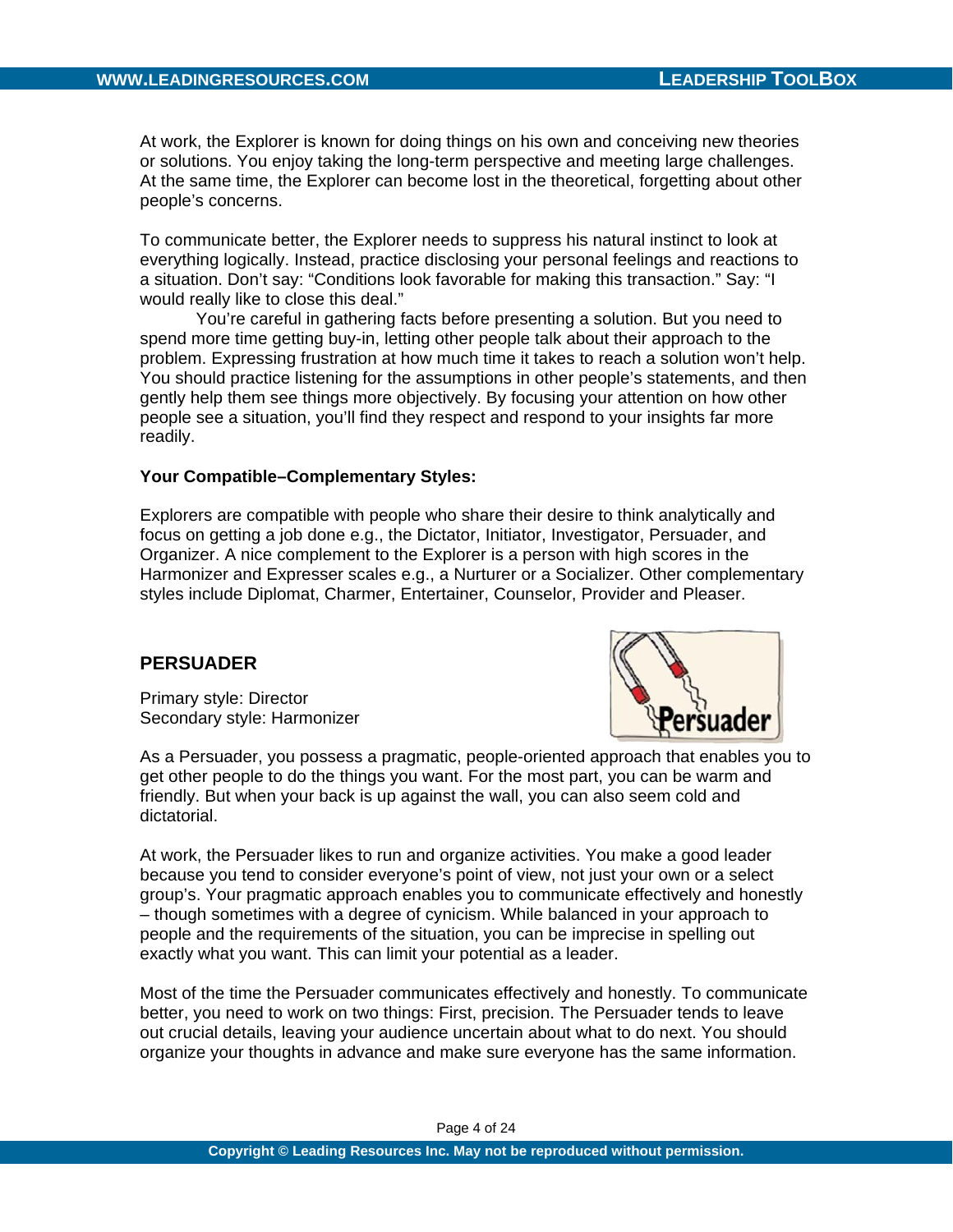At work, the Explorer is known for doing things on his own and conceiving new theories or solutions. You enjoy taking the long-term perspective and meeting large challenges. At the same time, the Explorer can become lost in the theoretical, forgetting about other people's concerns.

To communicate better, the Explorer needs to suppress his natural instinct to look at everything logically. Instead, practice disclosing your personal feelings and reactions to a situation. Don't say: "Conditions look favorable for making this transaction." Say: "I would really like to close this deal."

You're careful in gathering facts before presenting a solution. But you need to spend more time getting buy-in, letting other people talk about their approach to the problem. Expressing frustration at how much time it takes to reach a solution won't help. You should practice listening for the assumptions in other people's statements, and then gently help them see things more objectively. By focusing your attention on how other people see a situation, you'll find they respect and respond to your insights far more readily.

**Your Compatible–Complementary Styles:**

Explorers are compatible with people who share their desire to think analytically and focus on getting a job done e.g., the Dictator, Initiator, Investigator, Persuader, and Organizer. A nice complement to the Explorer is a person with high scores in the Harmonizer and Expresser scales e.g., a Nurturer or a Socializer. Other complementary styles include Diplomat, Charmer, Entertainer, Counselor, Provider and Pleaser.

## PERSUADER

Primary style: Director
Secondary style: Harmonizer

As a Persuader, you possess a pragmatic, people-oriented approach that enables you to get other people to do the things you want. For the most part, you can be warm and friendly. But when your back is up against the wall, you can also seem cold and dictatorial.

At work, the Persuader likes to run and organize activities. You make a good leader because you tend to consider everyone's point of view, not just your own or a select group's. Your pragmatic approach enables you to communicate effectively and honestly – though sometimes with a degree of cynicism. While balanced in your approach to people and the requirements of the situation, you can be imprecise in spelling out exactly what you want. This can limit your potential as a leader.

Most of the time the Persuader communicates effectively and honestly. To communicate better, you need to work on two things: First, precision. The Persuader tends to leave out crucial details, leaving your audience uncertain about what to do next. You should organize your thoughts in advance and make sure everyone has the same information.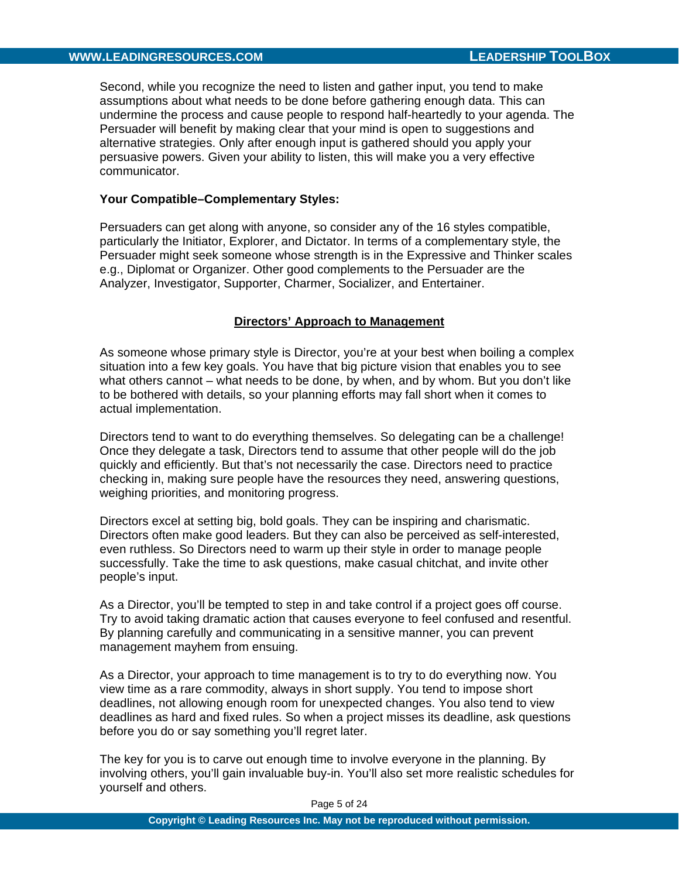Second, while you recognize the need to listen and gather input, you tend to make assumptions about what needs to be done before gathering enough data. This can undermine the process and cause people to respond half-heartedly to your agenda. The Persuader will benefit by making clear that your mind is open to suggestions and alternative strategies. Only after enough input is gathered should you apply your persuasive powers. Given your ability to listen, this will make you a very effective communicator.

**Your Compatible–Complementary Styles:**

Persuaders can get along with anyone, so consider any of the 16 styles compatible, particularly the Initiator, Explorer, and Dictator. In terms of a complementary style, the Persuader might seek someone whose strength is in the Expressive and Thinker scales e.g., Diplomat or Organizer. Other good complements to the Persuader are the Analyzer, Investigator, Supporter, Charmer, Socializer, and Entertainer.

## Directors' Approach to Management

As someone whose primary style is Director, you're at your best when boiling a complex situation into a few key goals. You have that big picture vision that enables you to see what others cannot – what needs to be done, by when, and by whom. But you don't like to be bothered with details, so your planning efforts may fall short when it comes to actual implementation.

Directors tend to want to do everything themselves. So delegating can be a challenge! Once they delegate a task, Directors tend to assume that other people will do the job quickly and efficiently. But that's not necessarily the case. Directors need to practice checking in, making sure people have the resources they need, answering questions, weighing priorities, and monitoring progress.

Directors excel at setting big, bold goals. They can be inspiring and charismatic. Directors often make good leaders. But they can also be perceived as self-interested, even ruthless. So Directors need to warm up their style in order to manage people successfully. Take the time to ask questions, make casual chitchat, and invite other people's input.

As a Director, you'll be tempted to step in and take control if a project goes off course. Try to avoid taking dramatic action that causes everyone to feel confused and resentful. By planning carefully and communicating in a sensitive manner, you can prevent management mayhem from ensuing.

As a Director, your approach to time management is to try to do everything now. You view time as a rare commodity, always in short supply. You tend to impose short deadlines, not allowing enough room for unexpected changes. You also tend to view deadlines as hard and fixed rules. So when a project misses its deadline, ask questions before you do or say something you'll regret later.

The key for you is to carve out enough time to involve everyone in the planning. By involving others, you'll gain invaluable buy-in. You'll also set more realistic schedules for yourself and others.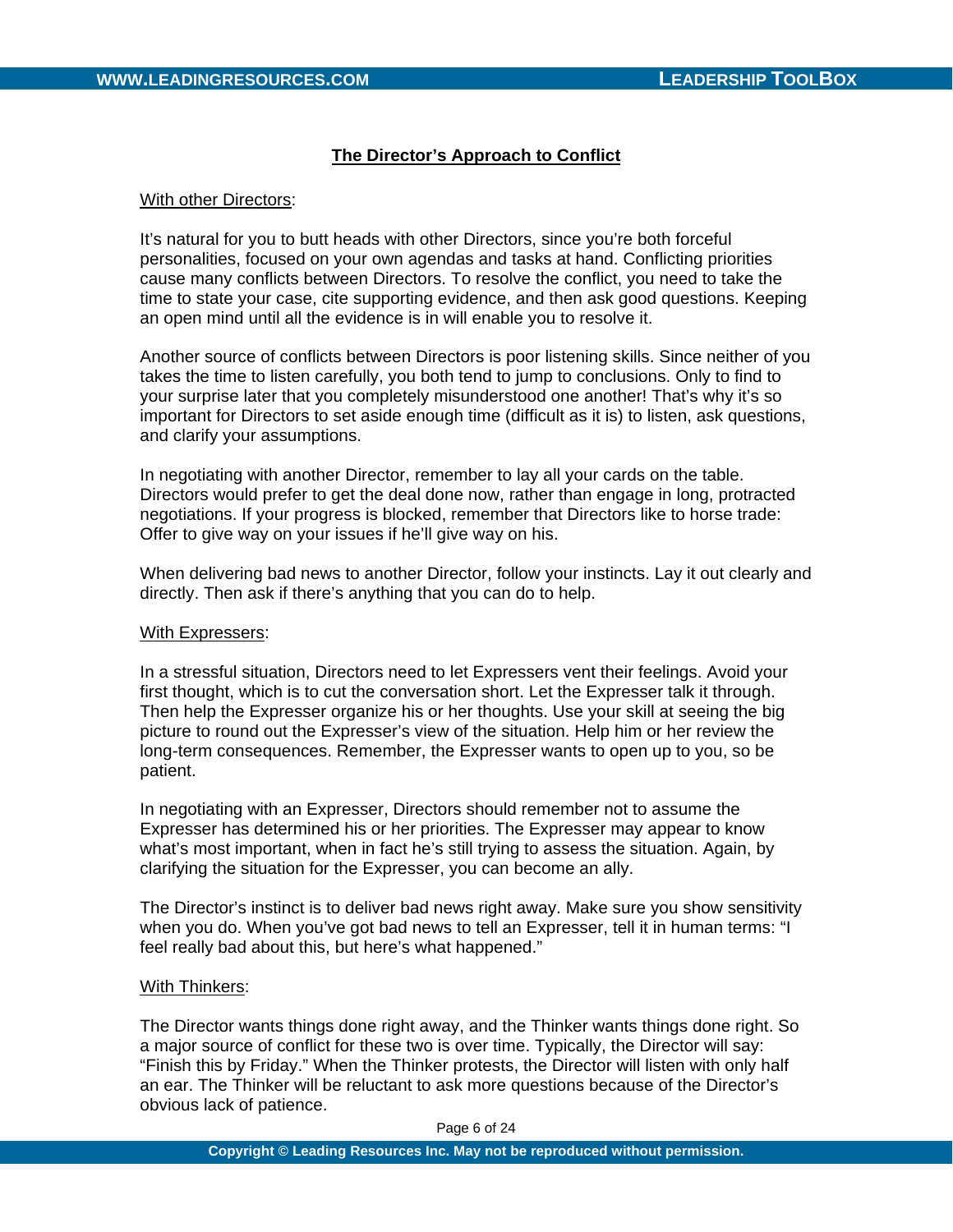## The Director's Approach to Conflict

With other Directors:

It's natural for you to butt heads with other Directors, since you're both forceful personalities, focused on your own agendas and tasks at hand. Conflicting priorities cause many conflicts between Directors. To resolve the conflict, you need to take the time to state your case, cite supporting evidence, and then ask good questions. Keeping an open mind until all the evidence is in will enable you to resolve it.

Another source of conflicts between Directors is poor listening skills. Since neither of you takes the time to listen carefully, you both tend to jump to conclusions. Only to find to your surprise later that you completely misunderstood one another! That's why it's so important for Directors to set aside enough time (difficult as it is) to listen, ask questions, and clarify your assumptions.

In negotiating with another Director, remember to lay all your cards on the table. Directors would prefer to get the deal done now, rather than engage in long, protracted negotiations. If your progress is blocked, remember that Directors like to horse trade: Offer to give way on your issues if he'll give way on his.

When delivering bad news to another Director, follow your instincts. Lay it out clearly and directly. Then ask if there's anything that you can do to help.

With Expressers:

In a stressful situation, Directors need to let Expressers vent their feelings. Avoid your first thought, which is to cut the conversation short. Let the Expresser talk it through. Then help the Expresser organize his or her thoughts. Use your skill at seeing the big picture to round out the Expresser's view of the situation. Help him or her review the long-term consequences. Remember, the Expresser wants to open up to you, so be patient.

In negotiating with an Expresser, Directors should remember not to assume the Expresser has determined his or her priorities. The Expresser may appear to know what's most important, when in fact he's still trying to assess the situation. Again, by clarifying the situation for the Expresser, you can become an ally.

The Director's instinct is to deliver bad news right away. Make sure you show sensitivity when you do. When you've got bad news to tell an Expresser, tell it in human terms: "I feel really bad about this, but here's what happened."

With Thinkers:

The Director wants things done right away, and the Thinker wants things done right. So a major source of conflict for these two is over time. Typically, the Director will say: "Finish this by Friday." When the Thinker protests, the Director will listen with only half an ear. The Thinker will be reluctant to ask more questions because of the Director's obvious lack of patience.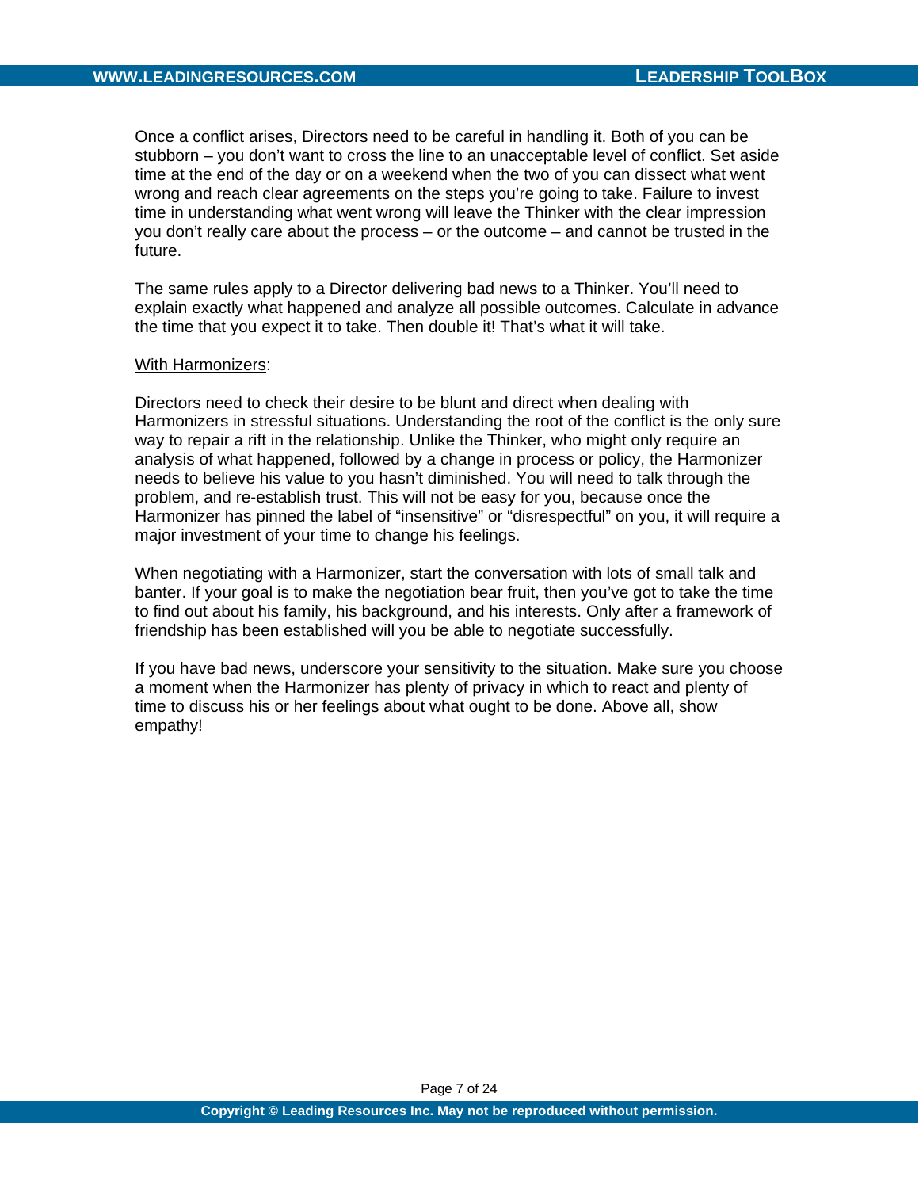Once a conflict arises, Directors need to be careful in handling it. Both of you can be stubborn – you don't want to cross the line to an unacceptable level of conflict. Set aside time at the end of the day or on a weekend when the two of you can dissect what went wrong and reach clear agreements on the steps you're going to take. Failure to invest time in understanding what went wrong will leave the Thinker with the clear impression you don't really care about the process – or the outcome – and cannot be trusted in the future.

The same rules apply to a Director delivering bad news to a Thinker. You'll need to explain exactly what happened and analyze all possible outcomes. Calculate in advance the time that you expect it to take. Then double it! That's what it will take.

<u>With Harmonizers</u>:

Directors need to check their desire to be blunt and direct when dealing with Harmonizers in stressful situations. Understanding the root of the conflict is the only sure way to repair a rift in the relationship. Unlike the Thinker, who might only require an analysis of what happened, followed by a change in process or policy, the Harmonizer needs to believe his value to you hasn't diminished. You will need to talk through the problem, and re-establish trust. This will not be easy for you, because once the Harmonizer has pinned the label of "insensitive" or "disrespectful" on you, it will require a major investment of your time to change his feelings.

When negotiating with a Harmonizer, start the conversation with lots of small talk and banter. If your goal is to make the negotiation bear fruit, then you've got to take the time to find out about his family, his background, and his interests. Only after a framework of friendship has been established will you be able to negotiate successfully.

If you have bad news, underscore your sensitivity to the situation. Make sure you choose a moment when the Harmonizer has plenty of privacy in which to react and plenty of time to discuss his or her feelings about what ought to be done. Above all, show empathy!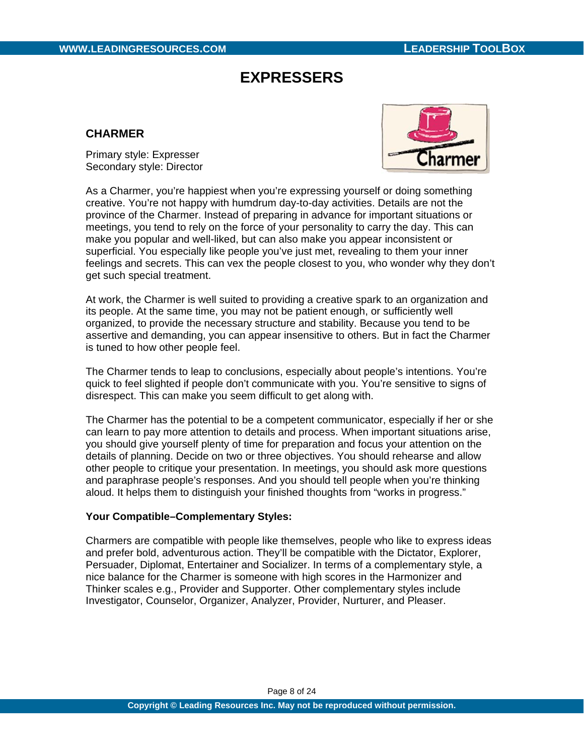# EXPRESSERS

## CHARMER

Primary style: Expresser
Secondary style: Director

As a Charmer, you're happiest when you're expressing yourself or doing something creative. You're not happy with humdrum day-to-day activities. Details are not the province of the Charmer. Instead of preparing in advance for important situations or meetings, you tend to rely on the force of your personality to carry the day. This can make you popular and well-liked, but can also make you appear inconsistent or superficial. You especially like people you've just met, revealing to them your inner feelings and secrets. This can vex the people closest to you, who wonder why they don't get such special treatment.

At work, the Charmer is well suited to providing a creative spark to an organization and its people. At the same time, you may not be patient enough, or sufficiently well organized, to provide the necessary structure and stability. Because you tend to be assertive and demanding, you can appear insensitive to others. But in fact the Charmer is tuned to how other people feel.

The Charmer tends to leap to conclusions, especially about people's intentions. You're quick to feel slighted if people don't communicate with you. You're sensitive to signs of disrespect. This can make you seem difficult to get along with.

The Charmer has the potential to be a competent communicator, especially if her or she can learn to pay more attention to details and process. When important situations arise, you should give yourself plenty of time for preparation and focus your attention on the details of planning. Decide on two or three objectives. You should rehearse and allow other people to critique your presentation. In meetings, you should ask more questions and paraphrase people's responses. And you should tell people when you're thinking aloud. It helps them to distinguish your finished thoughts from "works in progress."

**Your Compatible–Complementary Styles:**

Charmers are compatible with people like themselves, people who like to express ideas and prefer bold, adventurous action. They'll be compatible with the Dictator, Explorer, Persuader, Diplomat, Entertainer and Socializer. In terms of a complementary style, a nice balance for the Charmer is someone with high scores in the Harmonizer and Thinker scales e.g., Provider and Supporter. Other complementary styles include Investigator, Counselor, Organizer, Analyzer, Provider, Nurturer, and Pleaser.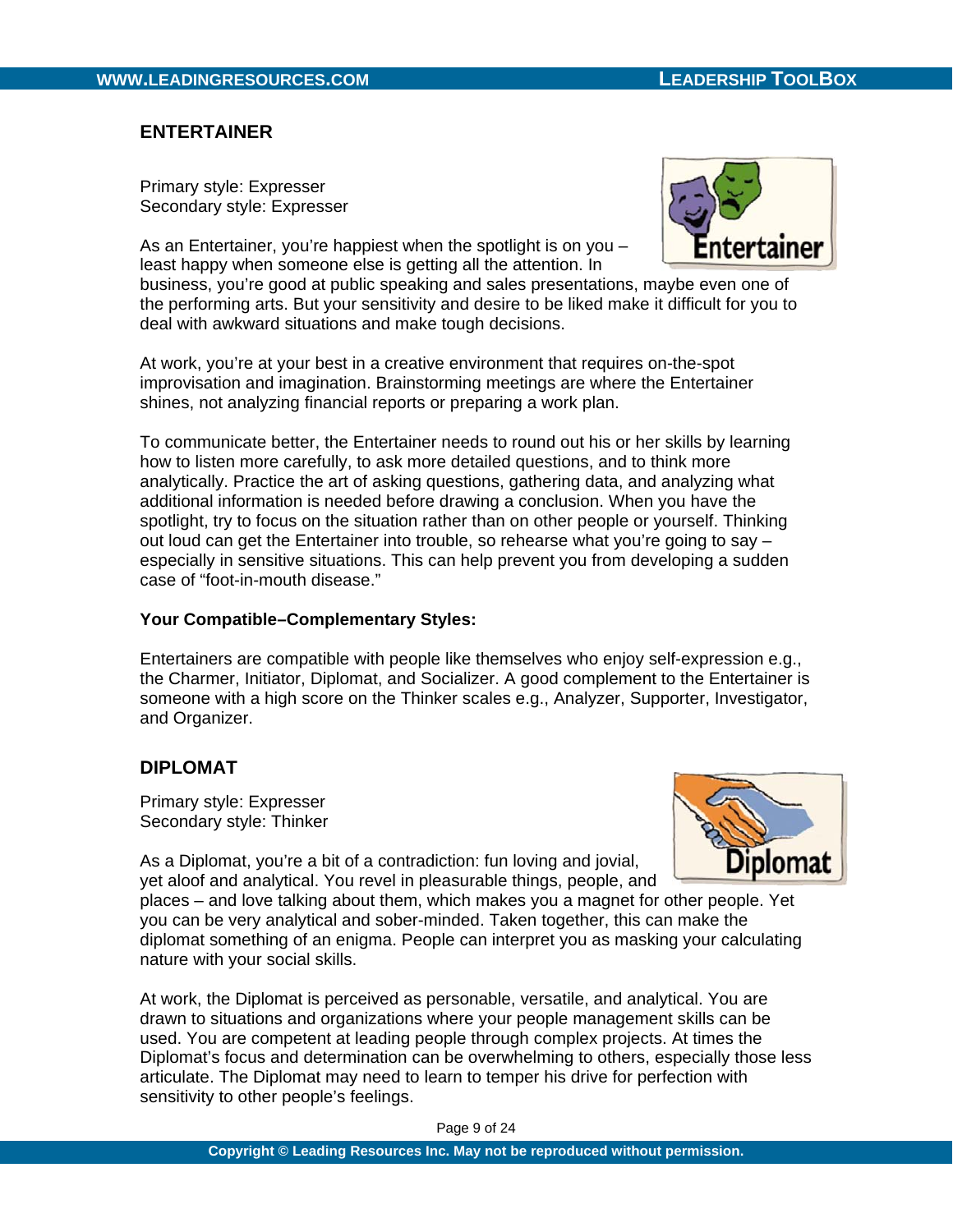## ENTERTAINER

Primary style: Expresser
Secondary style: Expresser

As an Entertainer, you're happiest when the spotlight is on you – least happy when someone else is getting all the attention. In business, you're good at public speaking and sales presentations, maybe even one of the performing arts. But your sensitivity and desire to be liked make it difficult for you to deal with awkward situations and make tough decisions.

At work, you're at your best in a creative environment that requires on-the-spot improvisation and imagination. Brainstorming meetings are where the Entertainer shines, not analyzing financial reports or preparing a work plan.

To communicate better, the Entertainer needs to round out his or her skills by learning how to listen more carefully, to ask more detailed questions, and to think more analytically. Practice the art of asking questions, gathering data, and analyzing what additional information is needed before drawing a conclusion. When you have the spotlight, try to focus on the situation rather than on other people or yourself. Thinking out loud can get the Entertainer into trouble, so rehearse what you're going to say – especially in sensitive situations. This can help prevent you from developing a sudden case of "foot-in-mouth disease."

**Your Compatible–Complementary Styles:**

Entertainers are compatible with people like themselves who enjoy self-expression e.g., the Charmer, Initiator, Diplomat, and Socializer. A good complement to the Entertainer is someone with a high score on the Thinker scales e.g., Analyzer, Supporter, Investigator, and Organizer.

## DIPLOMAT

Primary style: Expresser
Secondary style: Thinker

As a Diplomat, you're a bit of a contradiction: fun loving and jovial, yet aloof and analytical. You revel in pleasurable things, people, and places – and love talking about them, which makes you a magnet for other people. Yet you can be very analytical and sober-minded. Taken together, this can make the diplomat something of an enigma. People can interpret you as masking your calculating nature with your social skills.

At work, the Diplomat is perceived as personable, versatile, and analytical. You are drawn to situations and organizations where your people management skills can be used. You are competent at leading people through complex projects. At times the Diplomat's focus and determination can be overwhelming to others, especially those less articulate. The Diplomat may need to learn to temper his drive for perfection with sensitivity to other people's feelings.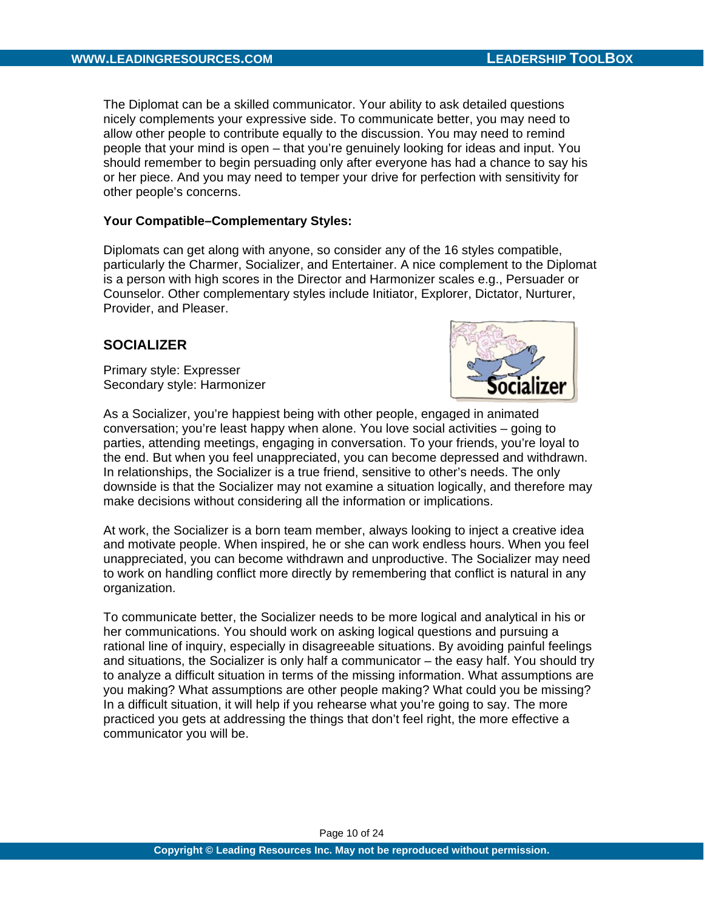The Diplomat can be a skilled communicator. Your ability to ask detailed questions nicely complements your expressive side. To communicate better, you may need to allow other people to contribute equally to the discussion. You may need to remind people that your mind is open – that you're genuinely looking for ideas and input. You should remember to begin persuading only after everyone has had a chance to say his or her piece. And you may need to temper your drive for perfection with sensitivity for other people's concerns.

**Your Compatible–Complementary Styles:**

Diplomats can get along with anyone, so consider any of the 16 styles compatible, particularly the Charmer, Socializer, and Entertainer. A nice complement to the Diplomat is a person with high scores in the Director and Harmonizer scales e.g., Persuader or Counselor. Other complementary styles include Initiator, Explorer, Dictator, Nurturer, Provider, and Pleaser.

## SOCIALIZER

Primary style: Expresser
Secondary style: Harmonizer

As a Socializer, you're happiest being with other people, engaged in animated conversation; you're least happy when alone. You love social activities – going to parties, attending meetings, engaging in conversation. To your friends, you're loyal to the end. But when you feel unappreciated, you can become depressed and withdrawn. In relationships, the Socializer is a true friend, sensitive to other's needs. The only downside is that the Socializer may not examine a situation logically, and therefore may make decisions without considering all the information or implications.

At work, the Socializer is a born team member, always looking to inject a creative idea and motivate people. When inspired, he or she can work endless hours. When you feel unappreciated, you can become withdrawn and unproductive. The Socializer may need to work on handling conflict more directly by remembering that conflict is natural in any organization.

To communicate better, the Socializer needs to be more logical and analytical in his or her communications. You should work on asking logical questions and pursuing a rational line of inquiry, especially in disagreeable situations. By avoiding painful feelings and situations, the Socializer is only half a communicator – the easy half. You should try to analyze a difficult situation in terms of the missing information. What assumptions are you making? What assumptions are other people making? What could you be missing? In a difficult situation, it will help if you rehearse what you're going to say. The more practiced you gets at addressing the things that don't feel right, the more effective a communicator you will be.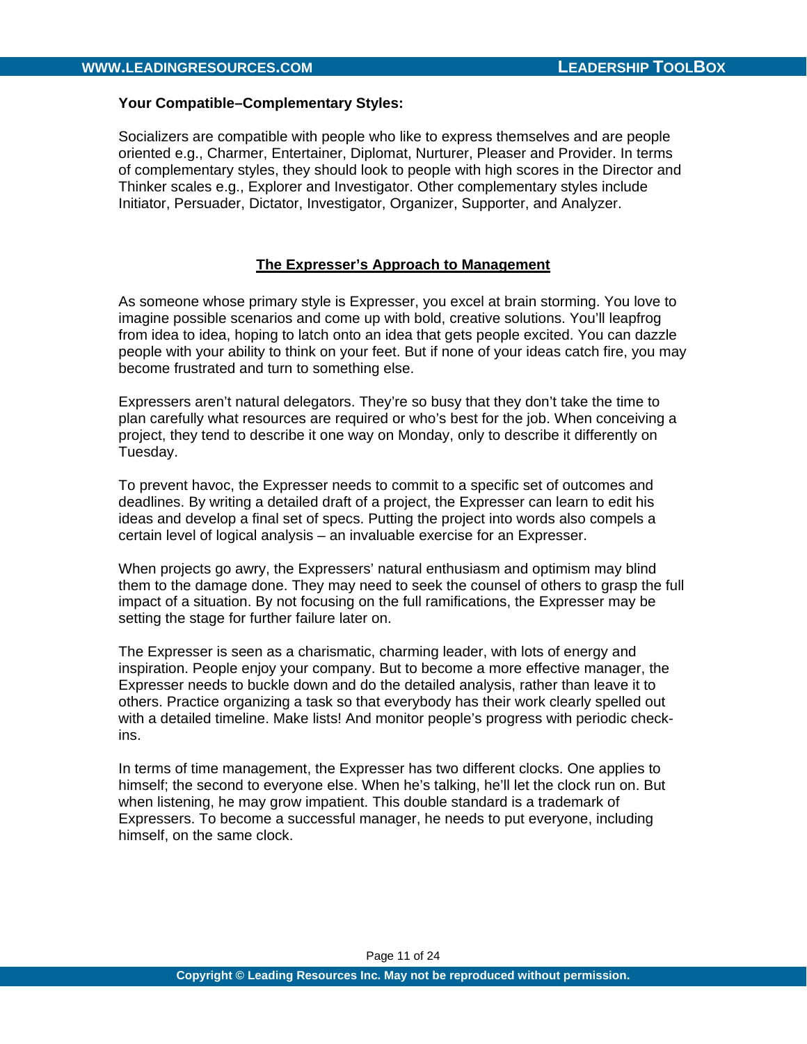**Your Compatible–Complementary Styles:**

Socializers are compatible with people who like to express themselves and are people oriented e.g., Charmer, Entertainer, Diplomat, Nurturer, Pleaser and Provider. In terms of complementary styles, they should look to people with high scores in the Director and Thinker scales e.g., Explorer and Investigator. Other complementary styles include Initiator, Persuader, Dictator, Investigator, Organizer, Supporter, and Analyzer.

## The Expresser's Approach to Management

As someone whose primary style is Expresser, you excel at brain storming. You love to imagine possible scenarios and come up with bold, creative solutions. You'll leapfrog from idea to idea, hoping to latch onto an idea that gets people excited. You can dazzle people with your ability to think on your feet. But if none of your ideas catch fire, you may become frustrated and turn to something else.

Expressers aren't natural delegators. They're so busy that they don't take the time to plan carefully what resources are required or who's best for the job. When conceiving a project, they tend to describe it one way on Monday, only to describe it differently on Tuesday.

To prevent havoc, the Expresser needs to commit to a specific set of outcomes and deadlines. By writing a detailed draft of a project, the Expresser can learn to edit his ideas and develop a final set of specs. Putting the project into words also compels a certain level of logical analysis – an invaluable exercise for an Expresser.

When projects go awry, the Expressers' natural enthusiasm and optimism may blind them to the damage done. They may need to seek the counsel of others to grasp the full impact of a situation. By not focusing on the full ramifications, the Expresser may be setting the stage for further failure later on.

The Expresser is seen as a charismatic, charming leader, with lots of energy and inspiration. People enjoy your company. But to become a more effective manager, the Expresser needs to buckle down and do the detailed analysis, rather than leave it to others. Practice organizing a task so that everybody has their work clearly spelled out with a detailed timeline. Make lists! And monitor people's progress with periodic check-ins.

In terms of time management, the Expresser has two different clocks. One applies to himself; the second to everyone else. When he's talking, he'll let the clock run on. But when listening, he may grow impatient. This double standard is a trademark of Expressers. To become a successful manager, he needs to put everyone, including himself, on the same clock.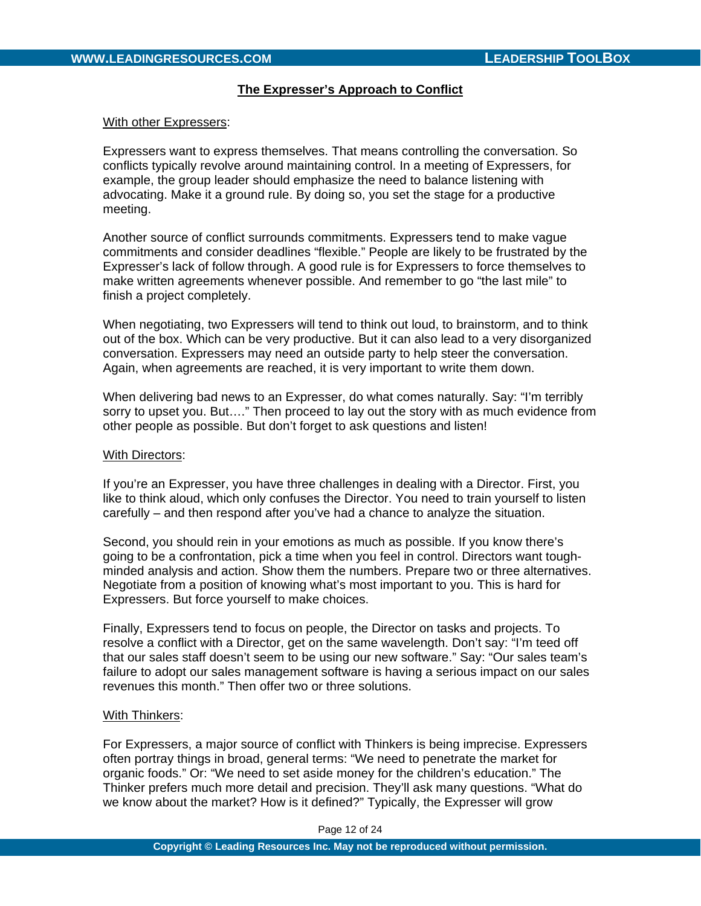## The Expresser's Approach to Conflict

With other Expressers:

Expressers want to express themselves. That means controlling the conversation. So conflicts typically revolve around maintaining control. In a meeting of Expressers, for example, the group leader should emphasize the need to balance listening with advocating. Make it a ground rule. By doing so, you set the stage for a productive meeting.

Another source of conflict surrounds commitments. Expressers tend to make vague commitments and consider deadlines "flexible." People are likely to be frustrated by the Expresser's lack of follow through. A good rule is for Expressers to force themselves to make written agreements whenever possible. And remember to go "the last mile" to finish a project completely.

When negotiating, two Expressers will tend to think out loud, to brainstorm, and to think out of the box. Which can be very productive. But it can also lead to a very disorganized conversation. Expressers may need an outside party to help steer the conversation. Again, when agreements are reached, it is very important to write them down.

When delivering bad news to an Expresser, do what comes naturally. Say: "I'm terribly sorry to upset you. But…." Then proceed to lay out the story with as much evidence from other people as possible. But don't forget to ask questions and listen!

With Directors:

If you're an Expresser, you have three challenges in dealing with a Director. First, you like to think aloud, which only confuses the Director. You need to train yourself to listen carefully – and then respond after you've had a chance to analyze the situation.

Second, you should rein in your emotions as much as possible. If you know there's going to be a confrontation, pick a time when you feel in control. Directors want tough-minded analysis and action. Show them the numbers. Prepare two or three alternatives. Negotiate from a position of knowing what's most important to you. This is hard for Expressers. But force yourself to make choices.

Finally, Expressers tend to focus on people, the Director on tasks and projects. To resolve a conflict with a Director, get on the same wavelength. Don't say: "I'm teed off that our sales staff doesn't seem to be using our new software." Say: "Our sales team's failure to adopt our sales management software is having a serious impact on our sales revenues this month." Then offer two or three solutions.

With Thinkers:

For Expressers, a major source of conflict with Thinkers is being imprecise. Expressers often portray things in broad, general terms: "We need to penetrate the market for organic foods." Or: "We need to set aside money for the children's education." The Thinker prefers much more detail and precision. They'll ask many questions. "What do we know about the market? How is it defined?" Typically, the Expresser will grow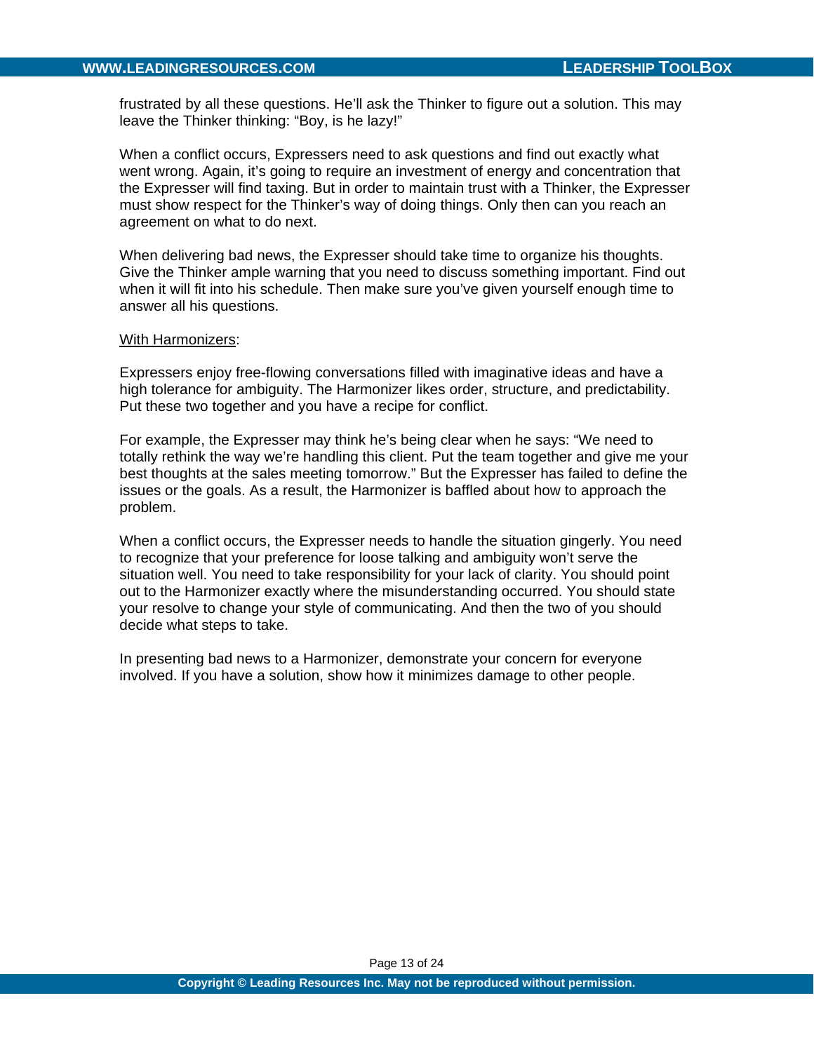frustrated by all these questions. He'll ask the Thinker to figure out a solution. This may leave the Thinker thinking: "Boy, is he lazy!"

When a conflict occurs, Expressers need to ask questions and find out exactly what went wrong. Again, it's going to require an investment of energy and concentration that the Expresser will find taxing. But in order to maintain trust with a Thinker, the Expresser must show respect for the Thinker's way of doing things. Only then can you reach an agreement on what to do next.

When delivering bad news, the Expresser should take time to organize his thoughts. Give the Thinker ample warning that you need to discuss something important. Find out when it will fit into his schedule. Then make sure you've given yourself enough time to answer all his questions.

<u>With Harmonizers</u>:

Expressers enjoy free-flowing conversations filled with imaginative ideas and have a high tolerance for ambiguity. The Harmonizer likes order, structure, and predictability. Put these two together and you have a recipe for conflict.

For example, the Expresser may think he's being clear when he says: "We need to totally rethink the way we're handling this client. Put the team together and give me your best thoughts at the sales meeting tomorrow." But the Expresser has failed to define the issues or the goals. As a result, the Harmonizer is baffled about how to approach the problem.

When a conflict occurs, the Expresser needs to handle the situation gingerly. You need to recognize that your preference for loose talking and ambiguity won't serve the situation well. You need to take responsibility for your lack of clarity. You should point out to the Harmonizer exactly where the misunderstanding occurred. You should state your resolve to change your style of communicating. And then the two of you should decide what steps to take.

In presenting bad news to a Harmonizer, demonstrate your concern for everyone involved. If you have a solution, show how it minimizes damage to other people.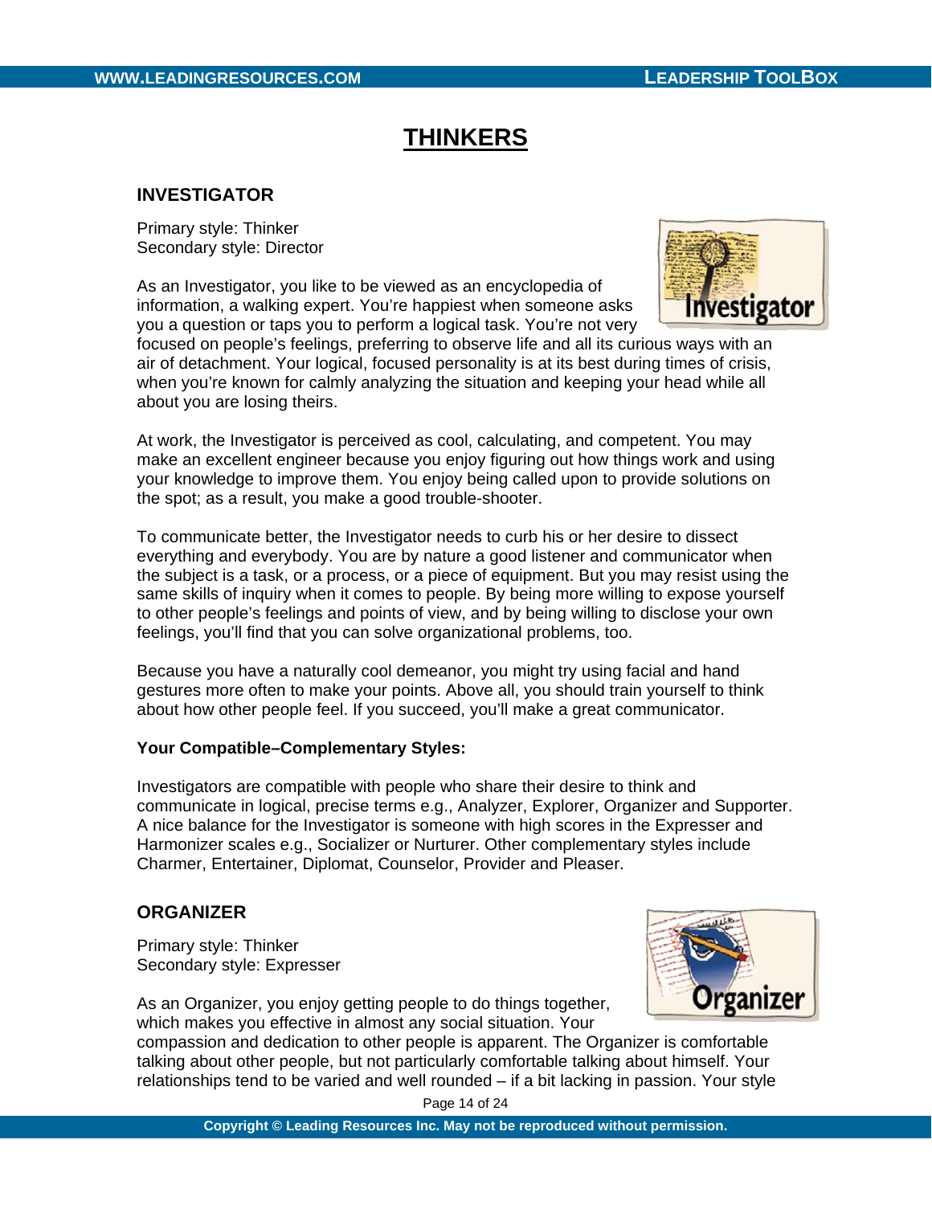# THINKERS

## INVESTIGATOR

Primary style: Thinker
Secondary style: Director

As an Investigator, you like to be viewed as an encyclopedia of information, a walking expert. You're happiest when someone asks you a question or taps you to perform a logical task. You're not very focused on people's feelings, preferring to observe life and all its curious ways with an air of detachment. Your logical, focused personality is at its best during times of crisis, when you're known for calmly analyzing the situation and keeping your head while all about you are losing theirs.

At work, the Investigator is perceived as cool, calculating, and competent. You may make an excellent engineer because you enjoy figuring out how things work and using your knowledge to improve them. You enjoy being called upon to provide solutions on the spot; as a result, you make a good trouble-shooter.

To communicate better, the Investigator needs to curb his or her desire to dissect everything and everybody. You are by nature a good listener and communicator when the subject is a task, or a process, or a piece of equipment. But you may resist using the same skills of inquiry when it comes to people. By being more willing to expose yourself to other people's feelings and points of view, and by being willing to disclose your own feelings, you'll find that you can solve organizational problems, too.

Because you have a naturally cool demeanor, you might try using facial and hand gestures more often to make your points. Above all, you should train yourself to think about how other people feel. If you succeed, you'll make a great communicator.

**Your Compatible–Complementary Styles:**

Investigators are compatible with people who share their desire to think and communicate in logical, precise terms e.g., Analyzer, Explorer, Organizer and Supporter. A nice balance for the Investigator is someone with high scores in the Expresser and Harmonizer scales e.g., Socializer or Nurturer. Other complementary styles include Charmer, Entertainer, Diplomat, Counselor, Provider and Pleaser.

## ORGANIZER

Primary style: Thinker
Secondary style: Expresser

As an Organizer, you enjoy getting people to do things together, which makes you effective in almost any social situation. Your compassion and dedication to other people is apparent. The Organizer is comfortable talking about other people, but not particularly comfortable talking about himself. Your relationships tend to be varied and well rounded – if a bit lacking in passion. Your style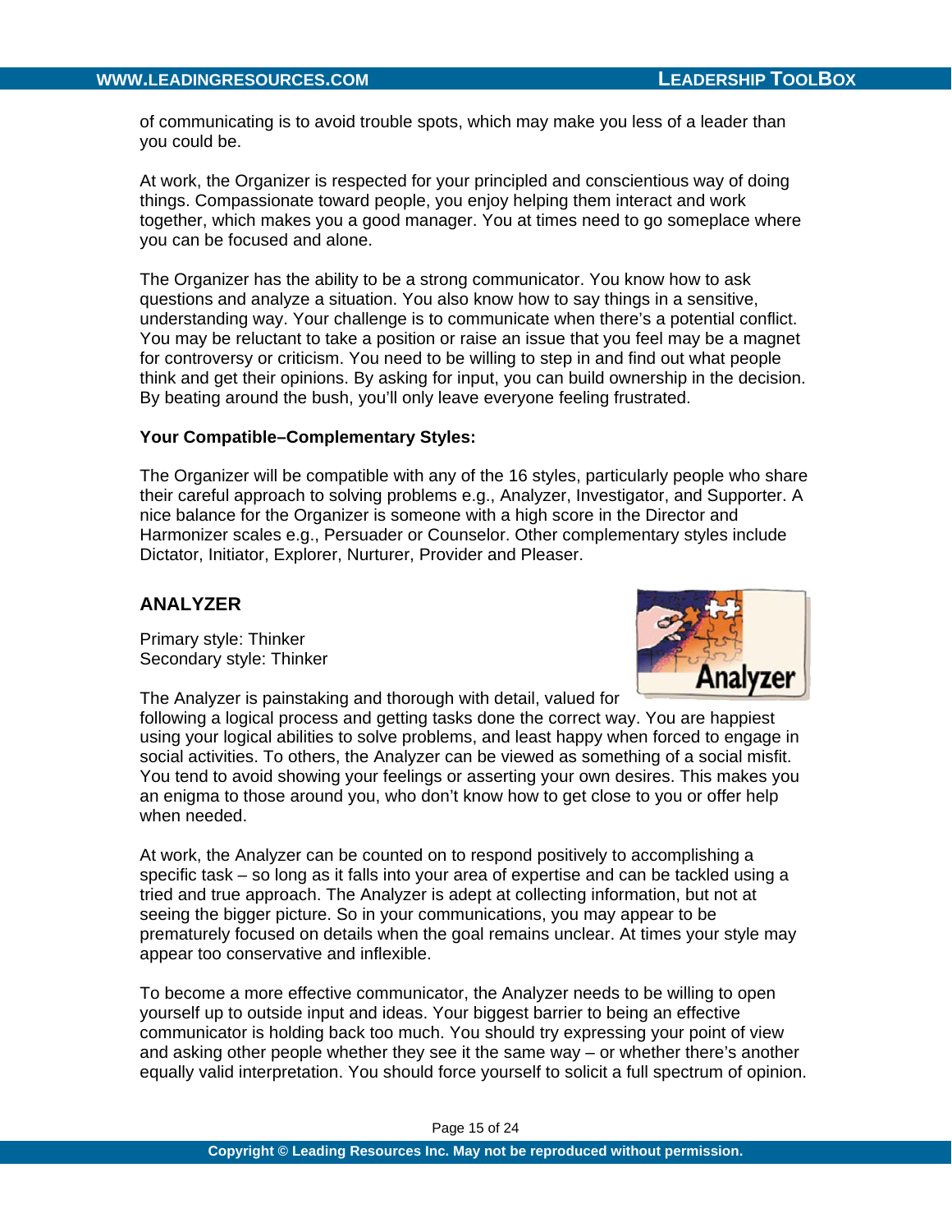of communicating is to avoid trouble spots, which may make you less of a leader than you could be.

At work, the Organizer is respected for your principled and conscientious way of doing things. Compassionate toward people, you enjoy helping them interact and work together, which makes you a good manager. You at times need to go someplace where you can be focused and alone.

The Organizer has the ability to be a strong communicator. You know how to ask questions and analyze a situation. You also know how to say things in a sensitive, understanding way. Your challenge is to communicate when there's a potential conflict. You may be reluctant to take a position or raise an issue that you feel may be a magnet for controversy or criticism. You need to be willing to step in and find out what people think and get their opinions. By asking for input, you can build ownership in the decision. By beating around the bush, you'll only leave everyone feeling frustrated.

**Your Compatible–Complementary Styles:**

The Organizer will be compatible with any of the 16 styles, particularly people who share their careful approach to solving problems e.g., Analyzer, Investigator, and Supporter. A nice balance for the Organizer is someone with a high score in the Director and Harmonizer scales e.g., Persuader or Counselor. Other complementary styles include Dictator, Initiator, Explorer, Nurturer, Provider and Pleaser.

## ANALYZER

Primary style: Thinker
Secondary style: Thinker

The Analyzer is painstaking and thorough with detail, valued for following a logical process and getting tasks done the correct way. You are happiest using your logical abilities to solve problems, and least happy when forced to engage in social activities. To others, the Analyzer can be viewed as something of a social misfit. You tend to avoid showing your feelings or asserting your own desires. This makes you an enigma to those around you, who don't know how to get close to you or offer help when needed.

At work, the Analyzer can be counted on to respond positively to accomplishing a specific task – so long as it falls into your area of expertise and can be tackled using a tried and true approach. The Analyzer is adept at collecting information, but not at seeing the bigger picture. So in your communications, you may appear to be prematurely focused on details when the goal remains unclear. At times your style may appear too conservative and inflexible.

To become a more effective communicator, the Analyzer needs to be willing to open yourself up to outside input and ideas. Your biggest barrier to being an effective communicator is holding back too much. You should try expressing your point of view and asking other people whether they see it the same way – or whether there's another equally valid interpretation. You should force yourself to solicit a full spectrum of opinion.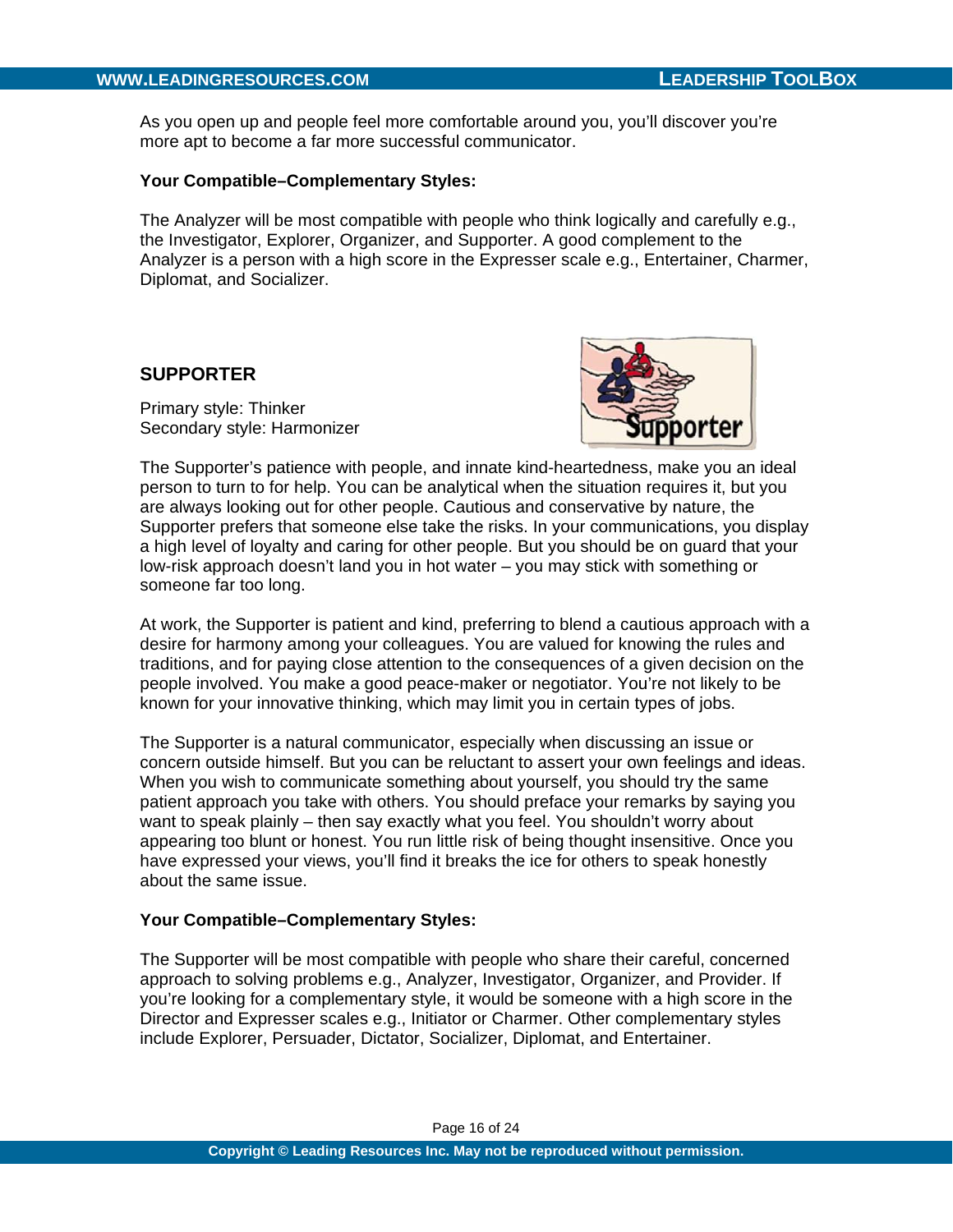As you open up and people feel more comfortable around you, you'll discover you're more apt to become a far more successful communicator.

**Your Compatible–Complementary Styles:**

The Analyzer will be most compatible with people who think logically and carefully e.g., the Investigator, Explorer, Organizer, and Supporter. A good complement to the Analyzer is a person with a high score in the Expresser scale e.g., Entertainer, Charmer, Diplomat, and Socializer.

## SUPPORTER

Primary style: Thinker
Secondary style: Harmonizer

The Supporter's patience with people, and innate kind-heartedness, make you an ideal person to turn to for help. You can be analytical when the situation requires it, but you are always looking out for other people. Cautious and conservative by nature, the Supporter prefers that someone else take the risks. In your communications, you display a high level of loyalty and caring for other people. But you should be on guard that your low-risk approach doesn't land you in hot water – you may stick with something or someone far too long.

At work, the Supporter is patient and kind, preferring to blend a cautious approach with a desire for harmony among your colleagues. You are valued for knowing the rules and traditions, and for paying close attention to the consequences of a given decision on the people involved. You make a good peace-maker or negotiator. You're not likely to be known for your innovative thinking, which may limit you in certain types of jobs.

The Supporter is a natural communicator, especially when discussing an issue or concern outside himself. But you can be reluctant to assert your own feelings and ideas. When you wish to communicate something about yourself, you should try the same patient approach you take with others. You should preface your remarks by saying you want to speak plainly – then say exactly what you feel. You shouldn't worry about appearing too blunt or honest. You run little risk of being thought insensitive. Once you have expressed your views, you'll find it breaks the ice for others to speak honestly about the same issue.

**Your Compatible–Complementary Styles:**

The Supporter will be most compatible with people who share their careful, concerned approach to solving problems e.g., Analyzer, Investigator, Organizer, and Provider. If you're looking for a complementary style, it would be someone with a high score in the Director and Expresser scales e.g., Initiator or Charmer. Other complementary styles include Explorer, Persuader, Dictator, Socializer, Diplomat, and Entertainer.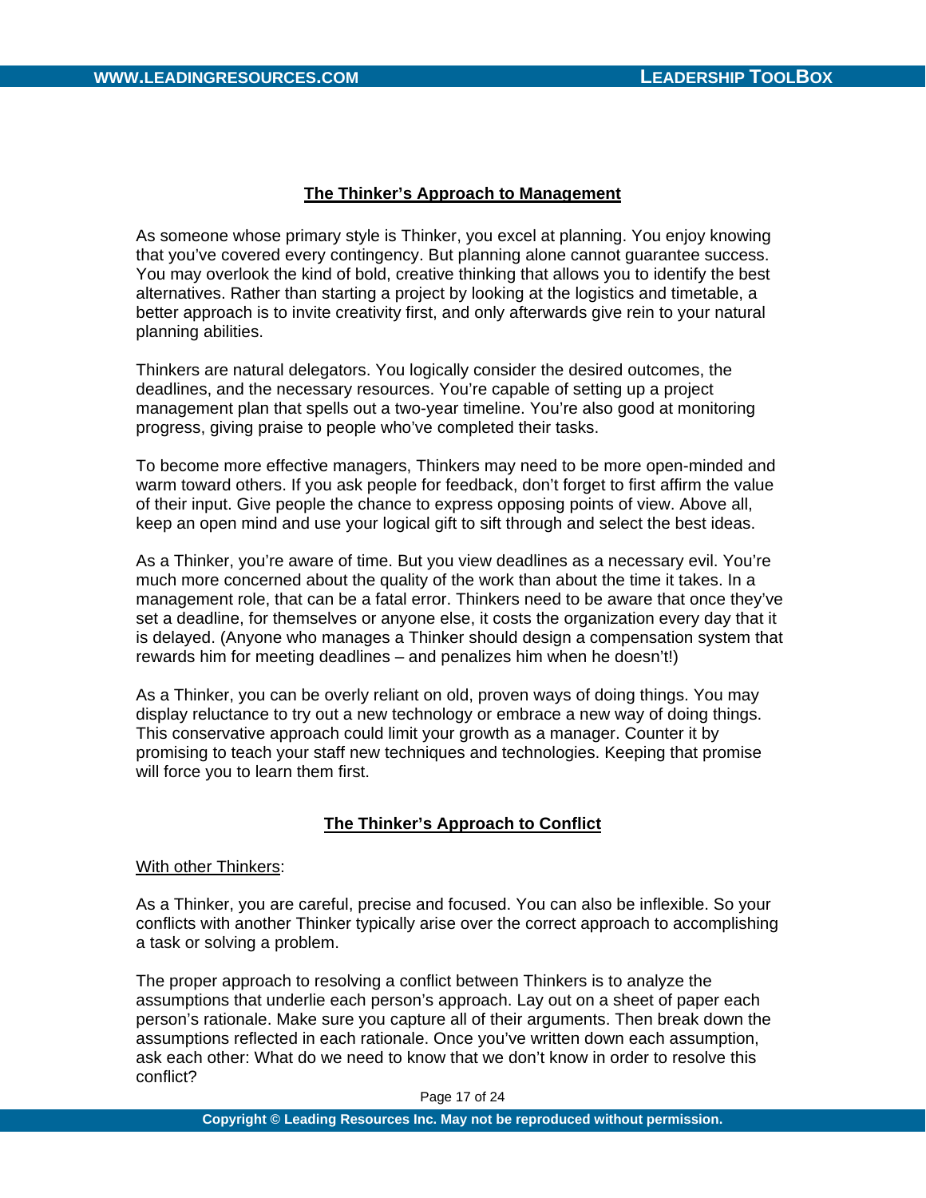## The Thinker's Approach to Management

As someone whose primary style is Thinker, you excel at planning. You enjoy knowing that you've covered every contingency. But planning alone cannot guarantee success. You may overlook the kind of bold, creative thinking that allows you to identify the best alternatives. Rather than starting a project by looking at the logistics and timetable, a better approach is to invite creativity first, and only afterwards give rein to your natural planning abilities.

Thinkers are natural delegators. You logically consider the desired outcomes, the deadlines, and the necessary resources. You're capable of setting up a project management plan that spells out a two-year timeline. You're also good at monitoring progress, giving praise to people who've completed their tasks.

To become more effective managers, Thinkers may need to be more open-minded and warm toward others. If you ask people for feedback, don't forget to first affirm the value of their input. Give people the chance to express opposing points of view. Above all, keep an open mind and use your logical gift to sift through and select the best ideas.

As a Thinker, you're aware of time. But you view deadlines as a necessary evil. You're much more concerned about the quality of the work than about the time it takes. In a management role, that can be a fatal error. Thinkers need to be aware that once they've set a deadline, for themselves or anyone else, it costs the organization every day that it is delayed. (Anyone who manages a Thinker should design a compensation system that rewards him for meeting deadlines – and penalizes him when he doesn't!)

As a Thinker, you can be overly reliant on old, proven ways of doing things. You may display reluctance to try out a new technology or embrace a new way of doing things. This conservative approach could limit your growth as a manager. Counter it by promising to teach your staff new techniques and technologies. Keeping that promise will force you to learn them first.

## The Thinker's Approach to Conflict

With other Thinkers:

As a Thinker, you are careful, precise and focused. You can also be inflexible. So your conflicts with another Thinker typically arise over the correct approach to accomplishing a task or solving a problem.

The proper approach to resolving a conflict between Thinkers is to analyze the assumptions that underlie each person's approach. Lay out on a sheet of paper each person's rationale. Make sure you capture all of their arguments. Then break down the assumptions reflected in each rationale. Once you've written down each assumption, ask each other: What do we need to know that we don't know in order to resolve this conflict?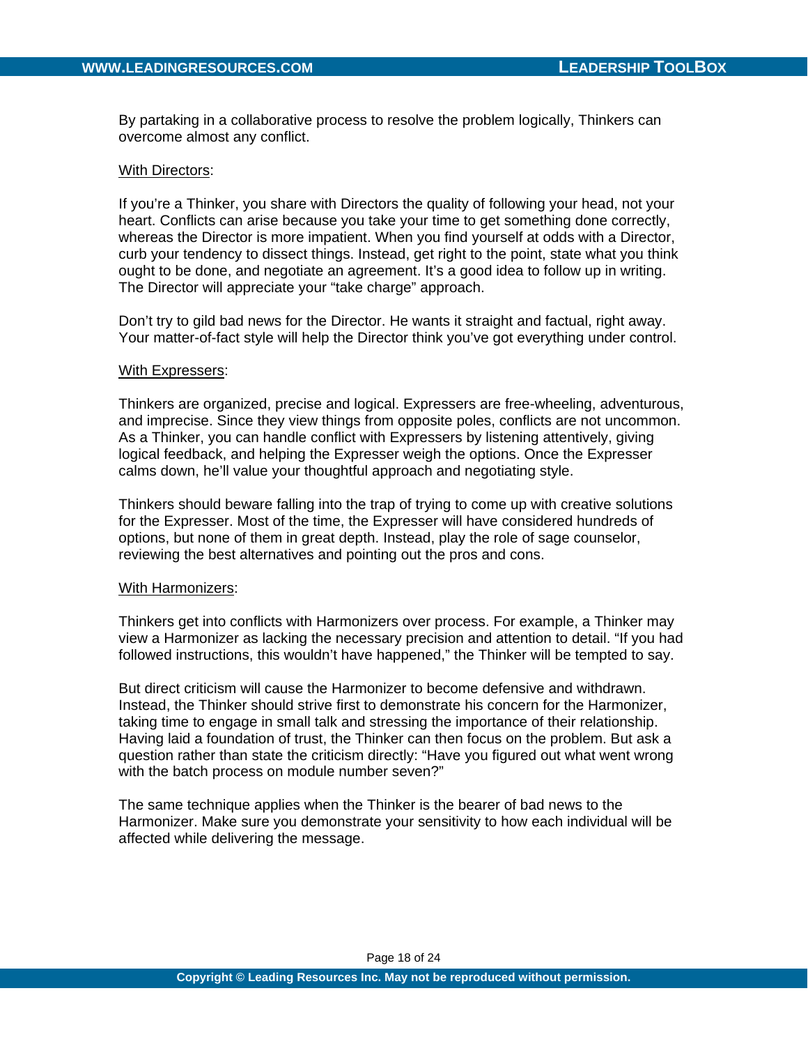By partaking in a collaborative process to resolve the problem logically, Thinkers can overcome almost any conflict.

<u>With Directors</u>:

If you're a Thinker, you share with Directors the quality of following your head, not your heart. Conflicts can arise because you take your time to get something done correctly, whereas the Director is more impatient. When you find yourself at odds with a Director, curb your tendency to dissect things. Instead, get right to the point, state what you think ought to be done, and negotiate an agreement. It's a good idea to follow up in writing. The Director will appreciate your "take charge" approach.

Don't try to gild bad news for the Director. He wants it straight and factual, right away. Your matter-of-fact style will help the Director think you've got everything under control.

<u>With Expressers</u>:

Thinkers are organized, precise and logical. Expressers are free-wheeling, adventurous, and imprecise. Since they view things from opposite poles, conflicts are not uncommon. As a Thinker, you can handle conflict with Expressers by listening attentively, giving logical feedback, and helping the Expresser weigh the options. Once the Expresser calms down, he'll value your thoughtful approach and negotiating style.

Thinkers should beware falling into the trap of trying to come up with creative solutions for the Expresser. Most of the time, the Expresser will have considered hundreds of options, but none of them in great depth. Instead, play the role of sage counselor, reviewing the best alternatives and pointing out the pros and cons.

<u>With Harmonizers</u>:

Thinkers get into conflicts with Harmonizers over process. For example, a Thinker may view a Harmonizer as lacking the necessary precision and attention to detail. "If you had followed instructions, this wouldn't have happened," the Thinker will be tempted to say.

But direct criticism will cause the Harmonizer to become defensive and withdrawn. Instead, the Thinker should strive first to demonstrate his concern for the Harmonizer, taking time to engage in small talk and stressing the importance of their relationship. Having laid a foundation of trust, the Thinker can then focus on the problem. But ask a question rather than state the criticism directly: "Have you figured out what went wrong with the batch process on module number seven?"

The same technique applies when the Thinker is the bearer of bad news to the Harmonizer. Make sure you demonstrate your sensitivity to how each individual will be affected while delivering the message.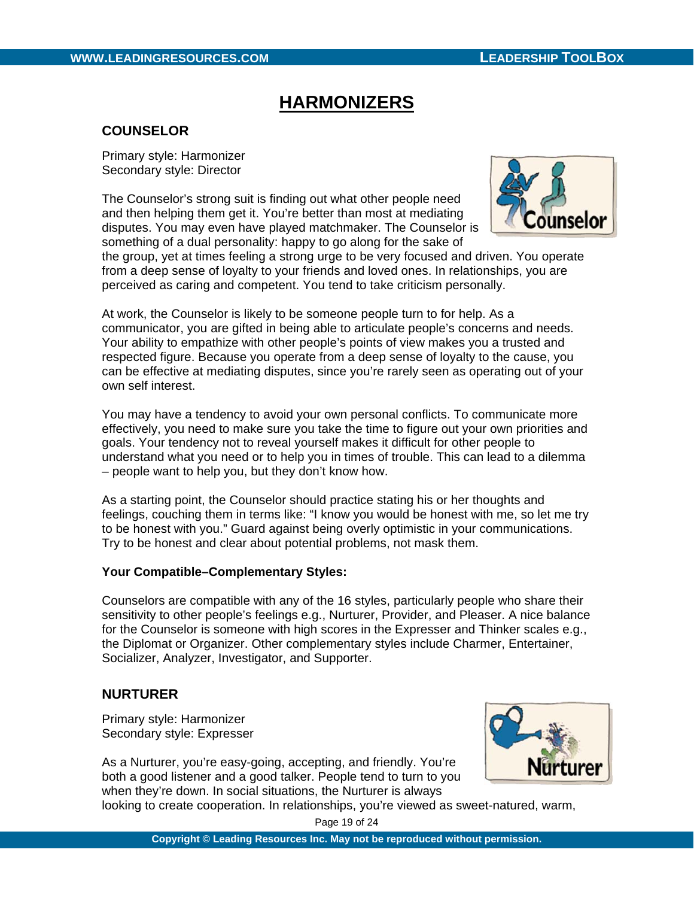# HARMONIZERS

## COUNSELOR

Primary style: Harmonizer
Secondary style: Director

The Counselor's strong suit is finding out what other people need and then helping them get it. You're better than most at mediating disputes. You may even have played matchmaker. The Counselor is something of a dual personality: happy to go along for the sake of the group, yet at times feeling a strong urge to be very focused and driven. You operate from a deep sense of loyalty to your friends and loved ones. In relationships, you are perceived as caring and competent. You tend to take criticism personally.

At work, the Counselor is likely to be someone people turn to for help. As a communicator, you are gifted in being able to articulate people's concerns and needs. Your ability to empathize with other people's points of view makes you a trusted and respected figure. Because you operate from a deep sense of loyalty to the cause, you can be effective at mediating disputes, since you're rarely seen as operating out of your own self interest.

You may have a tendency to avoid your own personal conflicts. To communicate more effectively, you need to make sure you take the time to figure out your own priorities and goals. Your tendency not to reveal yourself makes it difficult for other people to understand what you need or to help you in times of trouble. This can lead to a dilemma – people want to help you, but they don't know how.

As a starting point, the Counselor should practice stating his or her thoughts and feelings, couching them in terms like: "I know you would be honest with me, so let me try to be honest with you." Guard against being overly optimistic in your communications. Try to be honest and clear about potential problems, not mask them.

**Your Compatible–Complementary Styles:**

Counselors are compatible with any of the 16 styles, particularly people who share their sensitivity to other people's feelings e.g., Nurturer, Provider, and Pleaser. A nice balance for the Counselor is someone with high scores in the Expresser and Thinker scales e.g., the Diplomat or Organizer. Other complementary styles include Charmer, Entertainer, Socializer, Analyzer, Investigator, and Supporter.

## NURTURER

Primary style: Harmonizer
Secondary style: Expresser

As a Nurturer, you're easy-going, accepting, and friendly. You're both a good listener and a good talker. People tend to turn to you when they're down. In social situations, the Nurturer is always looking to create cooperation. In relationships, you're viewed as sweet-natured, warm,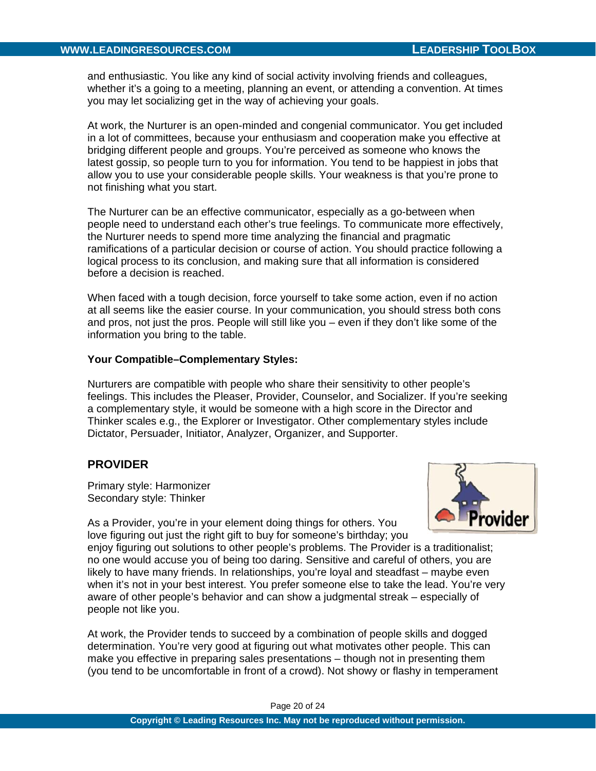and enthusiastic. You like any kind of social activity involving friends and colleagues, whether it's a going to a meeting, planning an event, or attending a convention. At times you may let socializing get in the way of achieving your goals.

At work, the Nurturer is an open-minded and congenial communicator. You get included in a lot of committees, because your enthusiasm and cooperation make you effective at bridging different people and groups. You're perceived as someone who knows the latest gossip, so people turn to you for information. You tend to be happiest in jobs that allow you to use your considerable people skills. Your weakness is that you're prone to not finishing what you start.

The Nurturer can be an effective communicator, especially as a go-between when people need to understand each other's true feelings. To communicate more effectively, the Nurturer needs to spend more time analyzing the financial and pragmatic ramifications of a particular decision or course of action. You should practice following a logical process to its conclusion, and making sure that all information is considered before a decision is reached.

When faced with a tough decision, force yourself to take some action, even if no action at all seems like the easier course. In your communication, you should stress both cons and pros, not just the pros. People will still like you – even if they don't like some of the information you bring to the table.

**Your Compatible–Complementary Styles:**

Nurturers are compatible with people who share their sensitivity to other people's feelings. This includes the Pleaser, Provider, Counselor, and Socializer. If you're seeking a complementary style, it would be someone with a high score in the Director and Thinker scales e.g., the Explorer or Investigator. Other complementary styles include Dictator, Persuader, Initiator, Analyzer, Organizer, and Supporter.

## PROVIDER

Primary style: Harmonizer
Secondary style: Thinker

As a Provider, you're in your element doing things for others. You love figuring out just the right gift to buy for someone's birthday; you enjoy figuring out solutions to other people's problems. The Provider is a traditionalist; no one would accuse you of being too daring. Sensitive and careful of others, you are likely to have many friends. In relationships, you're loyal and steadfast – maybe even when it's not in your best interest. You prefer someone else to take the lead. You're very aware of other people's behavior and can show a judgmental streak – especially of people not like you.

At work, the Provider tends to succeed by a combination of people skills and dogged determination. You're very good at figuring out what motivates other people. This can make you effective in preparing sales presentations – though not in presenting them (you tend to be uncomfortable in front of a crowd). Not showy or flashy in temperament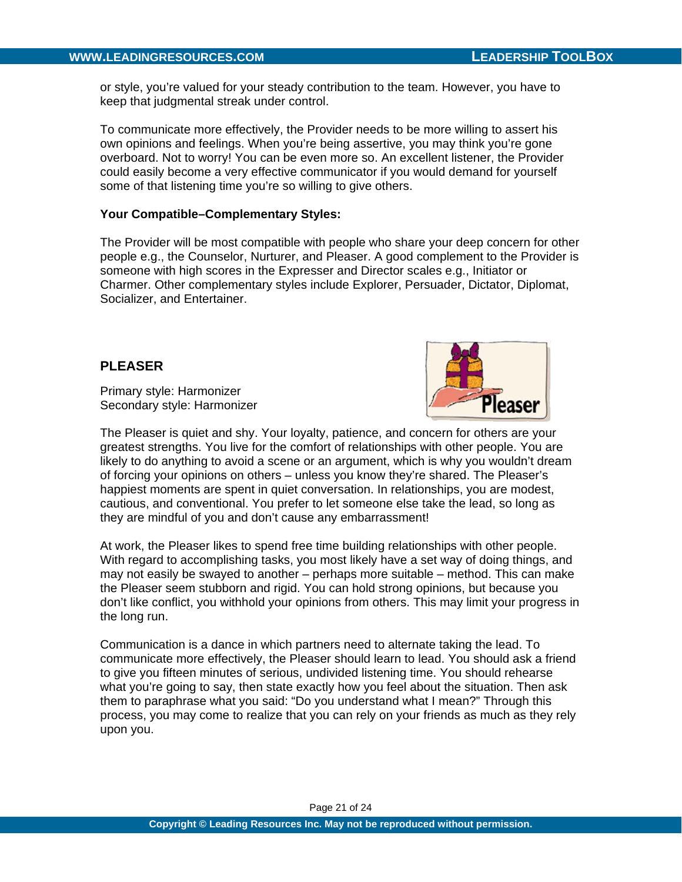or style, you're valued for your steady contribution to the team. However, you have to keep that judgmental streak under control.

To communicate more effectively, the Provider needs to be more willing to assert his own opinions and feelings. When you're being assertive, you may think you're gone overboard. Not to worry! You can be even more so. An excellent listener, the Provider could easily become a very effective communicator if you would demand for yourself some of that listening time you're so willing to give others.

**Your Compatible–Complementary Styles:**

The Provider will be most compatible with people who share your deep concern for other people e.g., the Counselor, Nurturer, and Pleaser. A good complement to the Provider is someone with high scores in the Expresser and Director scales e.g., Initiator or Charmer. Other complementary styles include Explorer, Persuader, Dictator, Diplomat, Socializer, and Entertainer.

## PLEASER

Primary style: Harmonizer
Secondary style: Harmonizer

The Pleaser is quiet and shy. Your loyalty, patience, and concern for others are your greatest strengths. You live for the comfort of relationships with other people. You are likely to do anything to avoid a scene or an argument, which is why you wouldn't dream of forcing your opinions on others – unless you know they're shared. The Pleaser's happiest moments are spent in quiet conversation. In relationships, you are modest, cautious, and conventional. You prefer to let someone else take the lead, so long as they are mindful of you and don't cause any embarrassment!

At work, the Pleaser likes to spend free time building relationships with other people. With regard to accomplishing tasks, you most likely have a set way of doing things, and may not easily be swayed to another – perhaps more suitable – method. This can make the Pleaser seem stubborn and rigid. You can hold strong opinions, but because you don't like conflict, you withhold your opinions from others. This may limit your progress in the long run.

Communication is a dance in which partners need to alternate taking the lead. To communicate more effectively, the Pleaser should learn to lead. You should ask a friend to give you fifteen minutes of serious, undivided listening time. You should rehearse what you're going to say, then state exactly how you feel about the situation. Then ask them to paraphrase what you said: "Do you understand what I mean?" Through this process, you may come to realize that you can rely on your friends as much as they rely upon you.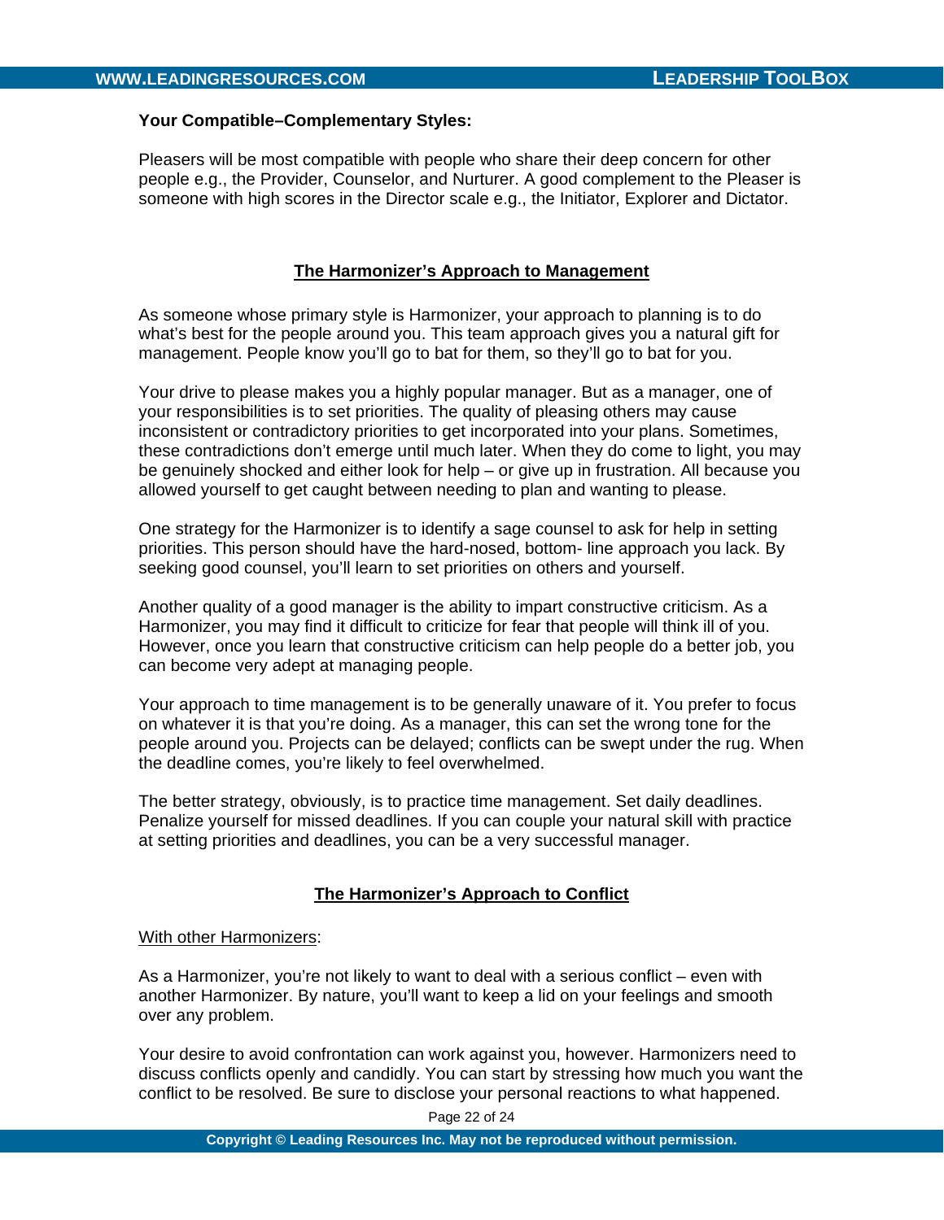**Your Compatible–Complementary Styles:**

Pleasers will be most compatible with people who share their deep concern for other people e.g., the Provider, Counselor, and Nurturer. A good complement to the Pleaser is someone with high scores in the Director scale e.g., the Initiator, Explorer and Dictator.

## The Harmonizer's Approach to Management

As someone whose primary style is Harmonizer, your approach to planning is to do what's best for the people around you. This team approach gives you a natural gift for management. People know you'll go to bat for them, so they'll go to bat for you.

Your drive to please makes you a highly popular manager. But as a manager, one of your responsibilities is to set priorities. The quality of pleasing others may cause inconsistent or contradictory priorities to get incorporated into your plans. Sometimes, these contradictions don't emerge until much later. When they do come to light, you may be genuinely shocked and either look for help – or give up in frustration. All because you allowed yourself to get caught between needing to plan and wanting to please.

One strategy for the Harmonizer is to identify a sage counsel to ask for help in setting priorities. This person should have the hard-nosed, bottom- line approach you lack. By seeking good counsel, you'll learn to set priorities on others and yourself.

Another quality of a good manager is the ability to impart constructive criticism. As a Harmonizer, you may find it difficult to criticize for fear that people will think ill of you. However, once you learn that constructive criticism can help people do a better job, you can become very adept at managing people.

Your approach to time management is to be generally unaware of it. You prefer to focus on whatever it is that you're doing. As a manager, this can set the wrong tone for the people around you. Projects can be delayed; conflicts can be swept under the rug. When the deadline comes, you're likely to feel overwhelmed.

The better strategy, obviously, is to practice time management. Set daily deadlines. Penalize yourself for missed deadlines. If you can couple your natural skill with practice at setting priorities and deadlines, you can be a very successful manager.

## The Harmonizer's Approach to Conflict

With other Harmonizers:

As a Harmonizer, you're not likely to want to deal with a serious conflict – even with another Harmonizer. By nature, you'll want to keep a lid on your feelings and smooth over any problem.

Your desire to avoid confrontation can work against you, however. Harmonizers need to discuss conflicts openly and candidly. You can start by stressing how much you want the conflict to be resolved. Be sure to disclose your personal reactions to what happened.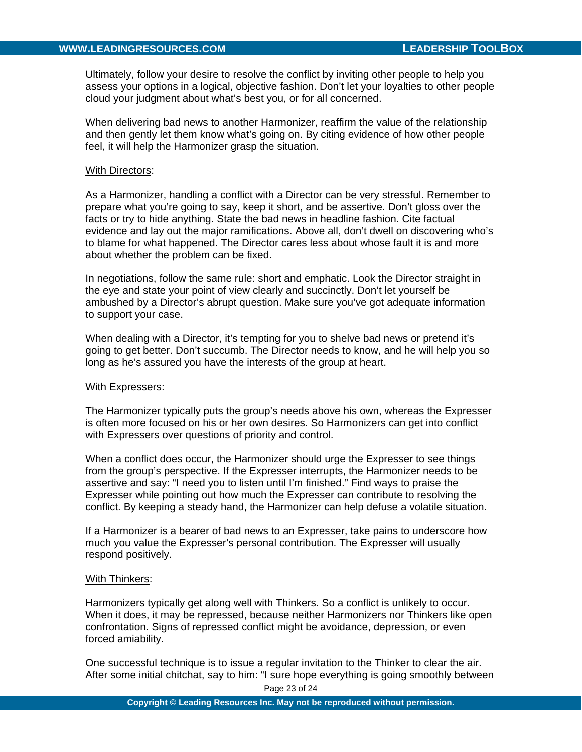Ultimately, follow your desire to resolve the conflict by inviting other people to help you assess your options in a logical, objective fashion. Don't let your loyalties to other people cloud your judgment about what's best you, or for all concerned.

When delivering bad news to another Harmonizer, reaffirm the value of the relationship and then gently let them know what's going on. By citing evidence of how other people feel, it will help the Harmonizer grasp the situation.

<u>With Directors</u>:

As a Harmonizer, handling a conflict with a Director can be very stressful. Remember to prepare what you're going to say, keep it short, and be assertive. Don't gloss over the facts or try to hide anything. State the bad news in headline fashion. Cite factual evidence and lay out the major ramifications. Above all, don't dwell on discovering who's to blame for what happened. The Director cares less about whose fault it is and more about whether the problem can be fixed.

In negotiations, follow the same rule: short and emphatic. Look the Director straight in the eye and state your point of view clearly and succinctly. Don't let yourself be ambushed by a Director's abrupt question. Make sure you've got adequate information to support your case.

When dealing with a Director, it's tempting for you to shelve bad news or pretend it's going to get better. Don't succumb. The Director needs to know, and he will help you so long as he's assured you have the interests of the group at heart.

<u>With Expressers</u>:

The Harmonizer typically puts the group's needs above his own, whereas the Expresser is often more focused on his or her own desires. So Harmonizers can get into conflict with Expressers over questions of priority and control.

When a conflict does occur, the Harmonizer should urge the Expresser to see things from the group's perspective. If the Expresser interrupts, the Harmonizer needs to be assertive and say: "I need you to listen until I'm finished." Find ways to praise the Expresser while pointing out how much the Expresser can contribute to resolving the conflict. By keeping a steady hand, the Harmonizer can help defuse a volatile situation.

If a Harmonizer is a bearer of bad news to an Expresser, take pains to underscore how much you value the Expresser's personal contribution. The Expresser will usually respond positively.

<u>With Thinkers</u>:

Harmonizers typically get along well with Thinkers. So a conflict is unlikely to occur. When it does, it may be repressed, because neither Harmonizers nor Thinkers like open confrontation. Signs of repressed conflict might be avoidance, depression, or even forced amiability.

One successful technique is to issue a regular invitation to the Thinker to clear the air. After some initial chitchat, say to him: "I sure hope everything is going smoothly between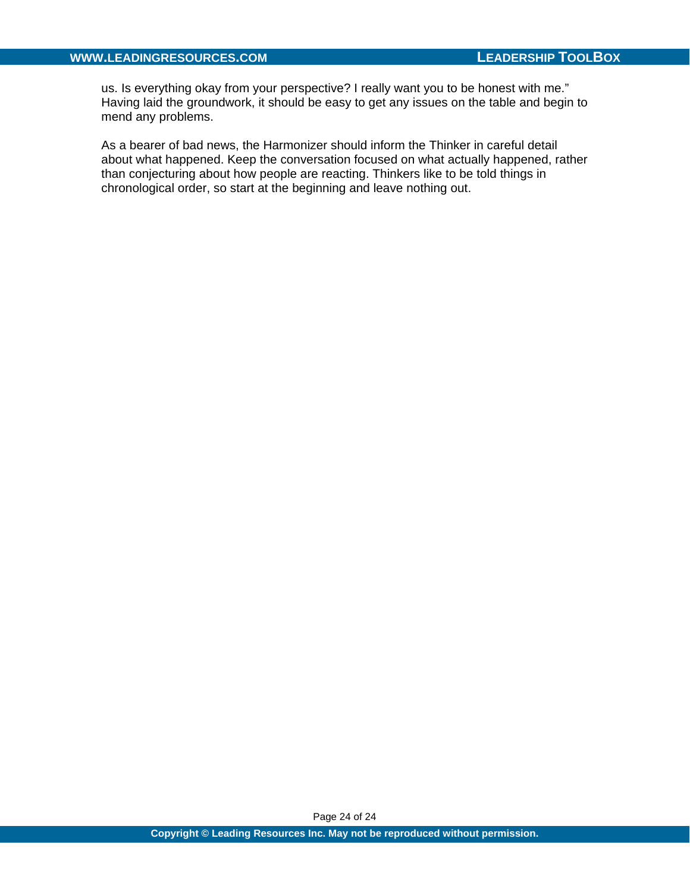us. Is everything okay from your perspective? I really want you to be honest with me." Having laid the groundwork, it should be easy to get any issues on the table and begin to mend any problems.

As a bearer of bad news, the Harmonizer should inform the Thinker in careful detail about what happened. Keep the conversation focused on what actually happened, rather than conjecturing about how people are reacting. Thinkers like to be told things in chronological order, so start at the beginning and leave nothing out.